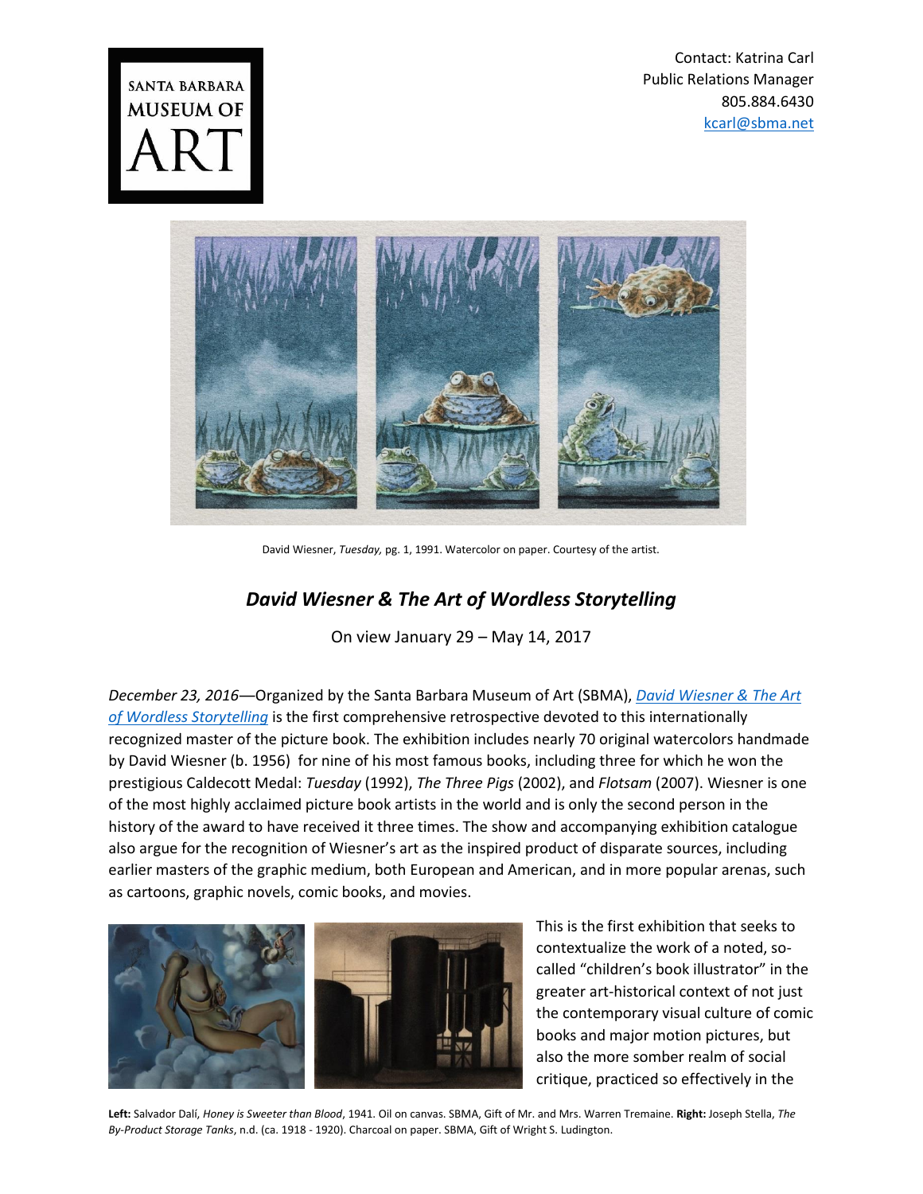SANTA BARBARA MUSEUM OF ART

Contact: Katrina Carl
Public Relations Manager
805.884.6430
kcarl@sbma.net

David Wiesner, *Tuesday,* pg. 1, 1991. Watercolor on paper. Courtesy of the artist.

# *David Wiesner & The Art of Wordless Storytelling*

On view January 29 – May 14, 2017

*December 23, 2016*—Organized by the Santa Barbara Museum of Art (SBMA), *David Wiesner & The Art of Wordless Storytelling* is the first comprehensive retrospective devoted to this internationally recognized master of the picture book. The exhibition includes nearly 70 original watercolors handmade by David Wiesner (b. 1956) for nine of his most famous books, including three for which he won the prestigious Caldecott Medal: *Tuesday* (1992), *The Three Pigs* (2002), and *Flotsam* (2007). Wiesner is one of the most highly acclaimed picture book artists in the world and is only the second person in the history of the award to have received it three times. The show and accompanying exhibition catalogue also argue for the recognition of Wiesner's art as the inspired product of disparate sources, including earlier masters of the graphic medium, both European and American, and in more popular arenas, such as cartoons, graphic novels, comic books, and movies.

This is the first exhibition that seeks to contextualize the work of a noted, so-called "children's book illustrator" in the greater art-historical context of not just the contemporary visual culture of comic books and major motion pictures, but also the more somber realm of social critique, practiced so effectively in the

**Left:** Salvador Dalí, *Honey is Sweeter than Blood*, 1941. Oil on canvas. SBMA, Gift of Mr. and Mrs. Warren Tremaine. **Right:** Joseph Stella, *The By-Product Storage Tanks*, n.d. (ca. 1918 - 1920). Charcoal on paper. SBMA, Gift of Wright S. Ludington.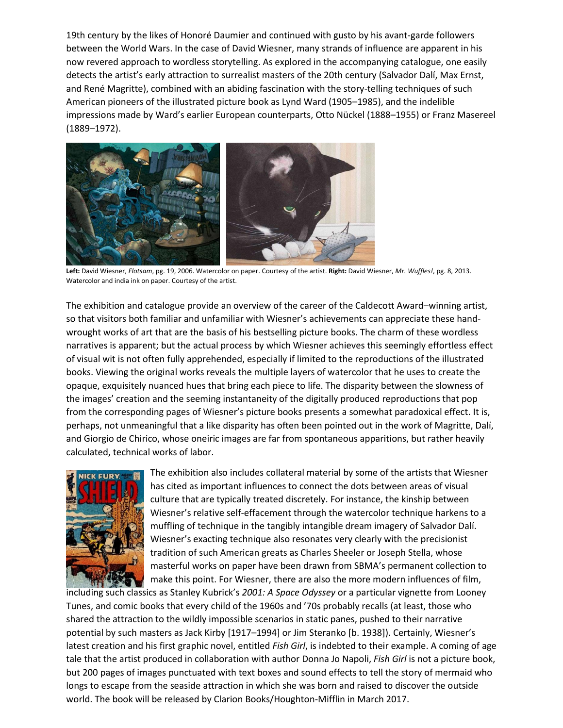19th century by the likes of Honoré Daumier and continued with gusto by his avant-garde followers between the World Wars. In the case of David Wiesner, many strands of influence are apparent in his now revered approach to wordless storytelling. As explored in the accompanying catalogue, one easily detects the artist's early attraction to surrealist masters of the 20th century (Salvador Dalí, Max Ernst, and René Magritte), combined with an abiding fascination with the story-telling techniques of such American pioneers of the illustrated picture book as Lynd Ward (1905–1985), and the indelible impressions made by Ward's earlier European counterparts, Otto Nückel (1888–1955) or Franz Masereel (1889–1972).

**Left:** David Wiesner, *Flotsam*, pg. 19, 2006. Watercolor on paper. Courtesy of the artist. **Right:** David Wiesner, *Mr. Wuffles!*, pg. 8, 2013. Watercolor and india ink on paper. Courtesy of the artist.

The exhibition and catalogue provide an overview of the career of the Caldecott Award–winning artist, so that visitors both familiar and unfamiliar with Wiesner's achievements can appreciate these hand-wrought works of art that are the basis of his bestselling picture books. The charm of these wordless narratives is apparent; but the actual process by which Wiesner achieves this seemingly effortless effect of visual wit is not often fully apprehended, especially if limited to the reproductions of the illustrated books. Viewing the original works reveals the multiple layers of watercolor that he uses to create the opaque, exquisitely nuanced hues that bring each piece to life. The disparity between the slowness of the images' creation and the seeming instantaneity of the digitally produced reproductions that pop from the corresponding pages of Wiesner's picture books presents a somewhat paradoxical effect. It is, perhaps, not unmeaningful that a like disparity has often been pointed out in the work of Magritte, Dalí, and Giorgio de Chirico, whose oneiric images are far from spontaneous apparitions, but rather heavily calculated, technical works of labor.

The exhibition also includes collateral material by some of the artists that Wiesner has cited as important influences to connect the dots between areas of visual culture that are typically treated discretely. For instance, the kinship between Wiesner's relative self-effacement through the watercolor technique harkens to a muffling of technique in the tangibly intangible dream imagery of Salvador Dalí. Wiesner's exacting technique also resonates very clearly with the precisionist tradition of such American greats as Charles Sheeler or Joseph Stella, whose masterful works on paper have been drawn from SBMA's permanent collection to make this point. For Wiesner, there are also the more modern influences of film, including such classics as Stanley Kubrick's *2001: A Space Odyssey* or a particular vignette from Looney Tunes, and comic books that every child of the 1960s and '70s probably recalls (at least, those who shared the attraction to the wildly impossible scenarios in static panes, pushed to their narrative potential by such masters as Jack Kirby [1917–1994] or Jim Steranko [b. 1938]). Certainly, Wiesner's latest creation and his first graphic novel, entitled *Fish Girl*, is indebted to their example. A coming of age tale that the artist produced in collaboration with author Donna Jo Napoli, *Fish Girl* is not a picture book, but 200 pages of images punctuated with text boxes and sound effects to tell the story of mermaid who longs to escape from the seaside attraction in which she was born and raised to discover the outside world. The book will be released by Clarion Books/Houghton-Mifflin in March 2017.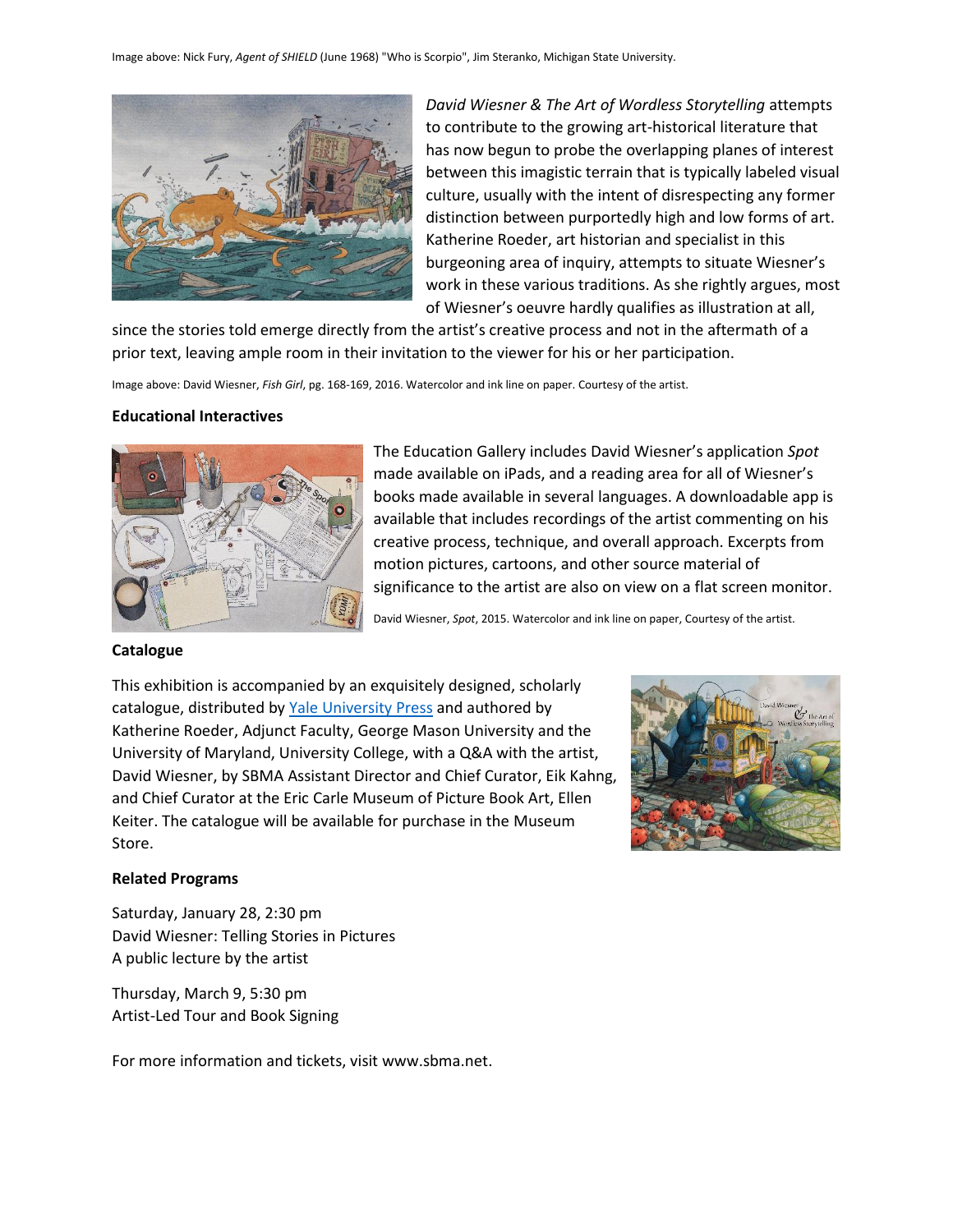Image above: Nick Fury, *Agent of SHIELD* (June 1968) "Who is Scorpio", Jim Steranko, Michigan State University.

*David Wiesner & The Art of Wordless Storytelling* attempts to contribute to the growing art-historical literature that has now begun to probe the overlapping planes of interest between this imagistic terrain that is typically labeled visual culture, usually with the intent of disrespecting any former distinction between purportedly high and low forms of art. Katherine Roeder, art historian and specialist in this burgeoning area of inquiry, attempts to situate Wiesner's work in these various traditions. As she rightly argues, most of Wiesner's oeuvre hardly qualifies as illustration at all, since the stories told emerge directly from the artist's creative process and not in the aftermath of a prior text, leaving ample room in their invitation to the viewer for his or her participation.

Image above: David Wiesner, *Fish Girl*, pg. 168-169, 2016. Watercolor and ink line on paper. Courtesy of the artist.

**Educational Interactives**

The Education Gallery includes David Wiesner's application *Spot* made available on iPads, and a reading area for all of Wiesner's books made available in several languages. A downloadable app is available that includes recordings of the artist commenting on his creative process, technique, and overall approach. Excerpts from motion pictures, cartoons, and other source material of significance to the artist are also on view on a flat screen monitor.

David Wiesner, *Spot*, 2015. Watercolor and ink line on paper, Courtesy of the artist.

**Catalogue**

This exhibition is accompanied by an exquisitely designed, scholarly catalogue, distributed by [Yale University Press] and authored by Katherine Roeder, Adjunct Faculty, George Mason University and the University of Maryland, University College, with a Q&A with the artist, David Wiesner, by SBMA Assistant Director and Chief Curator, Eik Kahng, and Chief Curator at the Eric Carle Museum of Picture Book Art, Ellen Keiter. The catalogue will be available for purchase in the Museum Store.

**Related Programs**

Saturday, January 28, 2:30 pm
David Wiesner: Telling Stories in Pictures
A public lecture by the artist

Thursday, March 9, 5:30 pm
Artist-Led Tour and Book Signing

For more information and tickets, visit www.sbma.net.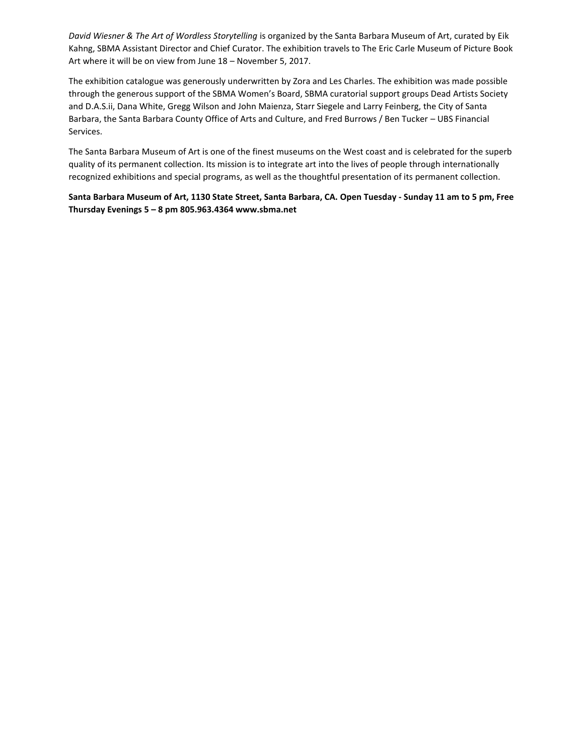*David Wiesner & The Art of Wordless Storytelling* is organized by the Santa Barbara Museum of Art, curated by Eik Kahng, SBMA Assistant Director and Chief Curator. The exhibition travels to The Eric Carle Museum of Picture Book Art where it will be on view from June 18 – November 5, 2017.

The exhibition catalogue was generously underwritten by Zora and Les Charles. The exhibition was made possible through the generous support of the SBMA Women's Board, SBMA curatorial support groups Dead Artists Society and D.A.S.ii, Dana White, Gregg Wilson and John Maienza, Starr Siegele and Larry Feinberg, the City of Santa Barbara, the Santa Barbara County Office of Arts and Culture, and Fred Burrows / Ben Tucker – UBS Financial Services.

The Santa Barbara Museum of Art is one of the finest museums on the West coast and is celebrated for the superb quality of its permanent collection. Its mission is to integrate art into the lives of people through internationally recognized exhibitions and special programs, as well as the thoughtful presentation of its permanent collection.

**Santa Barbara Museum of Art, 1130 State Street, Santa Barbara, CA. Open Tuesday - Sunday 11 am to 5 pm, Free Thursday Evenings 5 – 8 pm 805.963.4364 www.sbma.net**